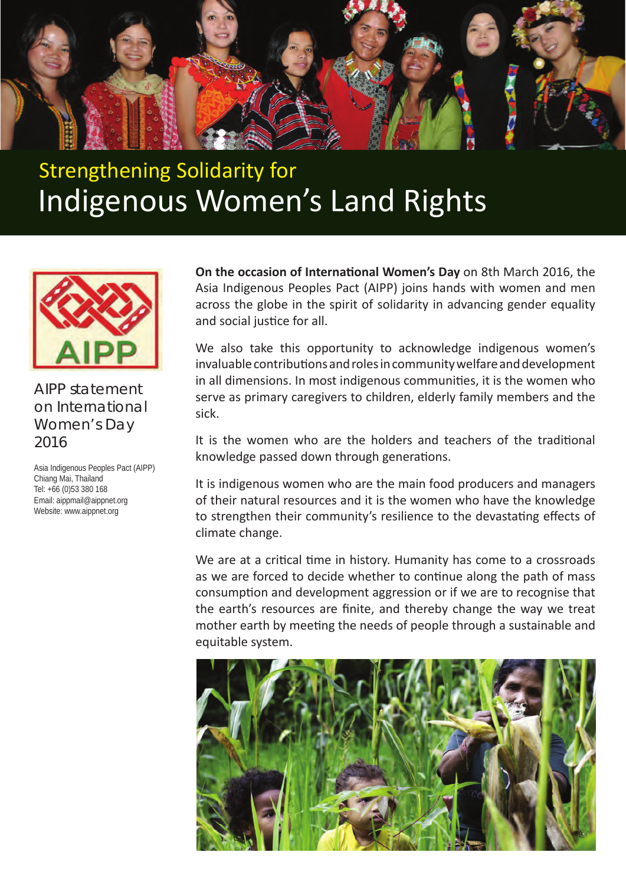# Strengthening Solidarity for
# Indigenous Women's Land Rights

AIPP

AIPP statement on International Women's Day 2016

Asia Indigenous Peoples Pact (AIPP)
Chiang Mai, Thailand
Tel: +66 (0)53 380 168
Email: aippmail@aippnet.org
Website: www.aippnet.org

**On the occasion of International Women's Day** on 8th March 2016, the Asia Indigenous Peoples Pact (AIPP) joins hands with women and men across the globe in the spirit of solidarity in advancing gender equality and social justice for all.

We also take this opportunity to acknowledge indigenous women's invaluable contributions and roles in community welfare and development in all dimensions. In most indigenous communities, it is the women who serve as primary caregivers to children, elderly family members and the sick.

It is the women who are the holders and teachers of the traditional knowledge passed down through generations.

It is indigenous women who are the main food producers and managers of their natural resources and it is the women who have the knowledge to strengthen their community's resilience to the devastating effects of climate change.

We are at a critical time in history. Humanity has come to a crossroads as we are forced to decide whether to continue along the path of mass consumption and development aggression or if we are to recognise that the earth's resources are finite, and thereby change the way we treat mother earth by meeting the needs of people through a sustainable and equitable system.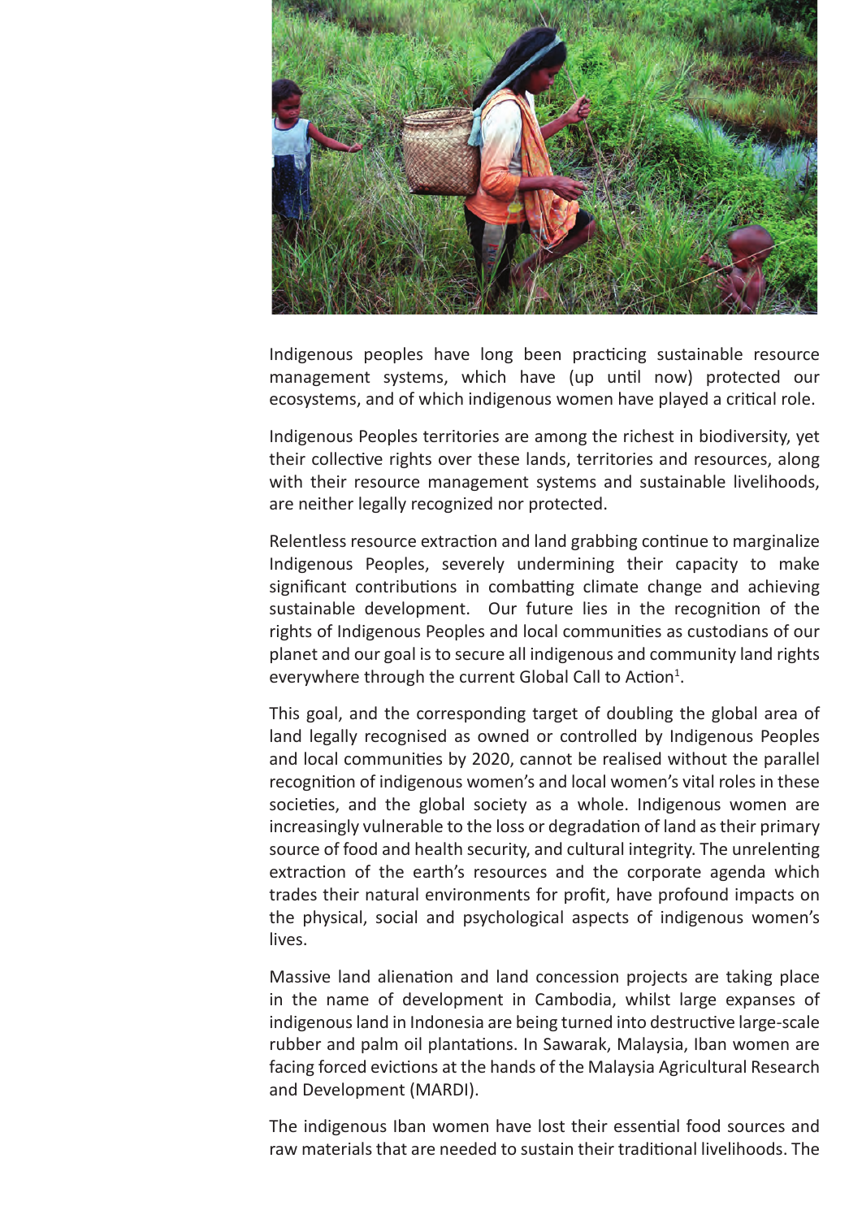Indigenous peoples have long been practicing sustainable resource management systems, which have (up until now) protected our ecosystems, and of which indigenous women have played a critical role.

Indigenous Peoples territories are among the richest in biodiversity, yet their collective rights over these lands, territories and resources, along with their resource management systems and sustainable livelihoods, are neither legally recognized nor protected.

Relentless resource extraction and land grabbing continue to marginalize Indigenous Peoples, severely undermining their capacity to make significant contributions in combatting climate change and achieving sustainable development. Our future lies in the recognition of the rights of Indigenous Peoples and local communities as custodians of our planet and our goal is to secure all indigenous and community land rights everywhere through the current Global Call to Action[1].

This goal, and the corresponding target of doubling the global area of land legally recognised as owned or controlled by Indigenous Peoples and local communities by 2020, cannot be realised without the parallel recognition of indigenous women's and local women's vital roles in these societies, and the global society as a whole. Indigenous women are increasingly vulnerable to the loss or degradation of land as their primary source of food and health security, and cultural integrity. The unrelenting extraction of the earth's resources and the corporate agenda which trades their natural environments for profit, have profound impacts on the physical, social and psychological aspects of indigenous women's lives.

Massive land alienation and land concession projects are taking place in the name of development in Cambodia, whilst large expanses of indigenous land in Indonesia are being turned into destructive large-scale rubber and palm oil plantations. In Sawarak, Malaysia, Iban women are facing forced evictions at the hands of the Malaysia Agricultural Research and Development (MARDI).

The indigenous Iban women have lost their essential food sources and raw materials that are needed to sustain their traditional livelihoods. The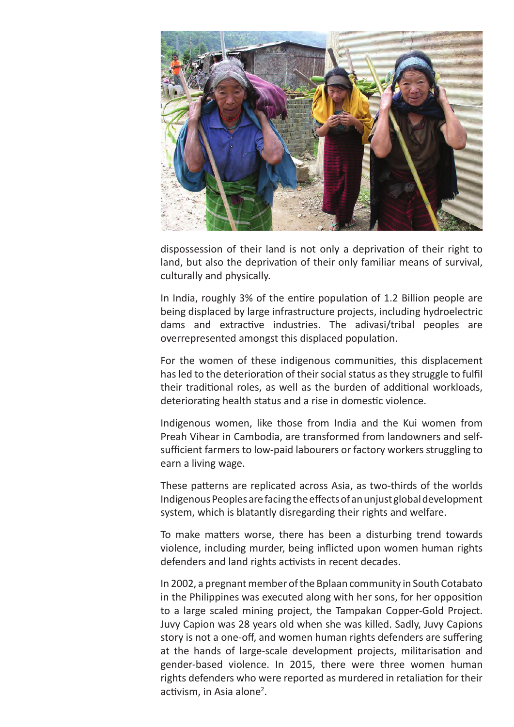dispossession of their land is not only a deprivation of their right to land, but also the deprivation of their only familiar means of survival, culturally and physically.

In India, roughly 3% of the entire population of 1.2 Billion people are being displaced by large infrastructure projects, including hydroelectric dams and extractive industries. The adivasi/tribal peoples are overrepresented amongst this displaced population.

For the women of these indigenous communities, this displacement has led to the deterioration of their social status as they struggle to fulfil their traditional roles, as well as the burden of additional workloads, deteriorating health status and a rise in domestic violence.

Indigenous women, like those from India and the Kui women from Preah Vihear in Cambodia, are transformed from landowners and self-sufficient farmers to low-paid labourers or factory workers struggling to earn a living wage.

These patterns are replicated across Asia, as two-thirds of the worlds Indigenous Peoples are facing the effects of an unjust global development system, which is blatantly disregarding their rights and welfare.

To make matters worse, there has been a disturbing trend towards violence, including murder, being inflicted upon women human rights defenders and land rights activists in recent decades.

In 2002, a pregnant member of the Bplaan community in South Cotabato in the Philippines was executed along with her sons, for her opposition to a large scaled mining project, the Tampakan Copper-Gold Project. Juvy Capion was 28 years old when she was killed. Sadly, Juvy Capions story is not a one-off, and women human rights defenders are suffering at the hands of large-scale development projects, militarisation and gender-based violence. In 2015, there were three women human rights defenders who were reported as murdered in retaliation for their activism, in Asia alone[2].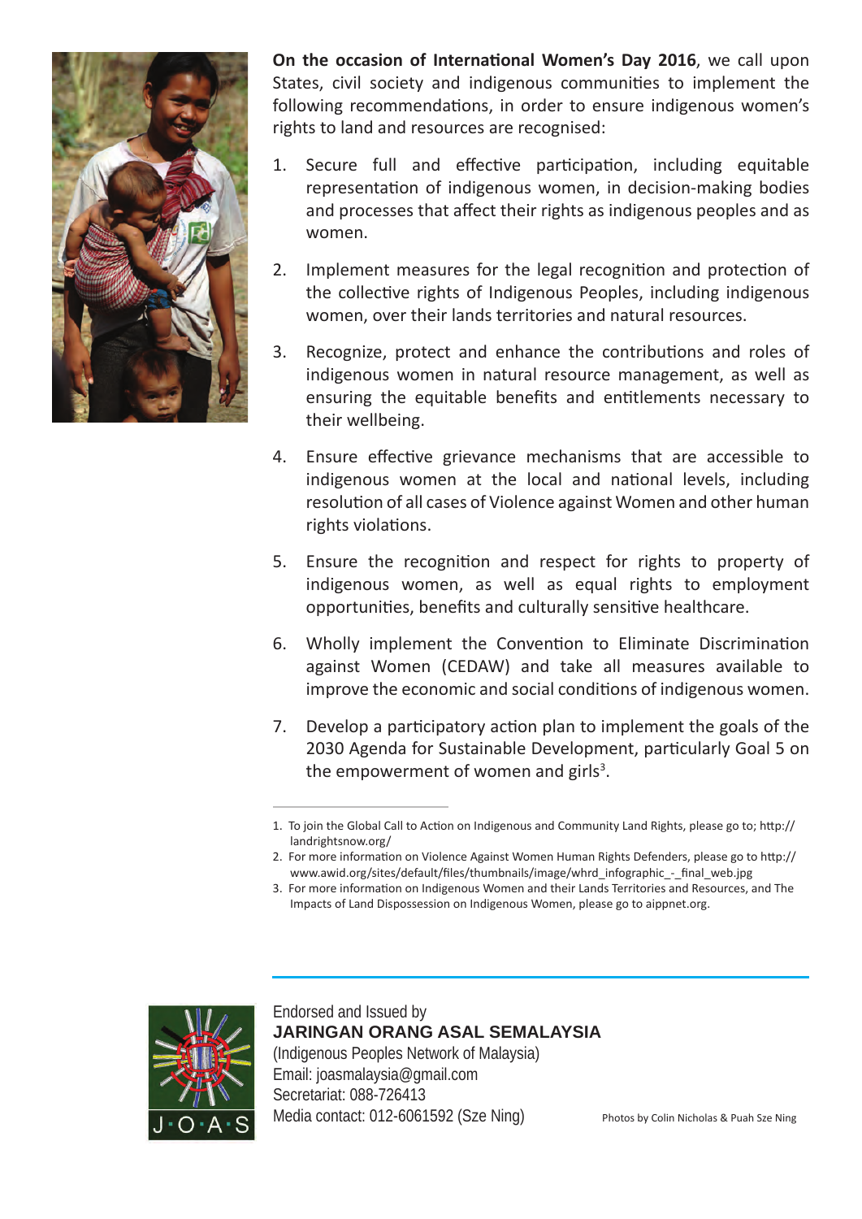**On the occasion of International Women's Day 2016**, we call upon States, civil society and indigenous communities to implement the following recommendations, in order to ensure indigenous women's rights to land and resources are recognised:

1. Secure full and effective participation, including equitable representation of indigenous women, in decision-making bodies and processes that affect their rights as indigenous peoples and as women.
2. Implement measures for the legal recognition and protection of the collective rights of Indigenous Peoples, including indigenous women, over their lands territories and natural resources.
3. Recognize, protect and enhance the contributions and roles of indigenous women in natural resource management, as well as ensuring the equitable benefits and entitlements necessary to their wellbeing.
4. Ensure effective grievance mechanisms that are accessible to indigenous women at the local and national levels, including resolution of all cases of Violence against Women and other human rights violations.
5. Ensure the recognition and respect for rights to property of indigenous women, as well as equal rights to employment opportunities, benefits and culturally sensitive healthcare.
6. Wholly implement the Convention to Eliminate Discrimination against Women (CEDAW) and take all measures available to improve the economic and social conditions of indigenous women.
7. Develop a participatory action plan to implement the goals of the 2030 Agenda for Sustainable Development, particularly Goal 5 on the empowerment of women and girls[3].

---

1. To join the Global Call to Action on Indigenous and Community Land Rights, please go to; http://landrightsnow.org/
2. For more information on Violence Against Women Human Rights Defenders, please go to http://www.awid.org/sites/default/files/thumbnails/image/whrd_infographic_-_final_web.jpg
3. For more information on Indigenous Women and their Lands Territories and Resources, and The Impacts of Land Dispossession on Indigenous Women, please go to aippnet.org.

---

J·O·A·S

Endorsed and Issued by
**JARINGAN ORANG ASAL SEMALAYSIA**
(Indigenous Peoples Network of Malaysia)
Email: joasmalaysia@gmail.com
Secretariat: 088-726413
Media contact: 012-6061592 (Sze Ning)

Photos by Colin Nicholas & Puah Sze Ning